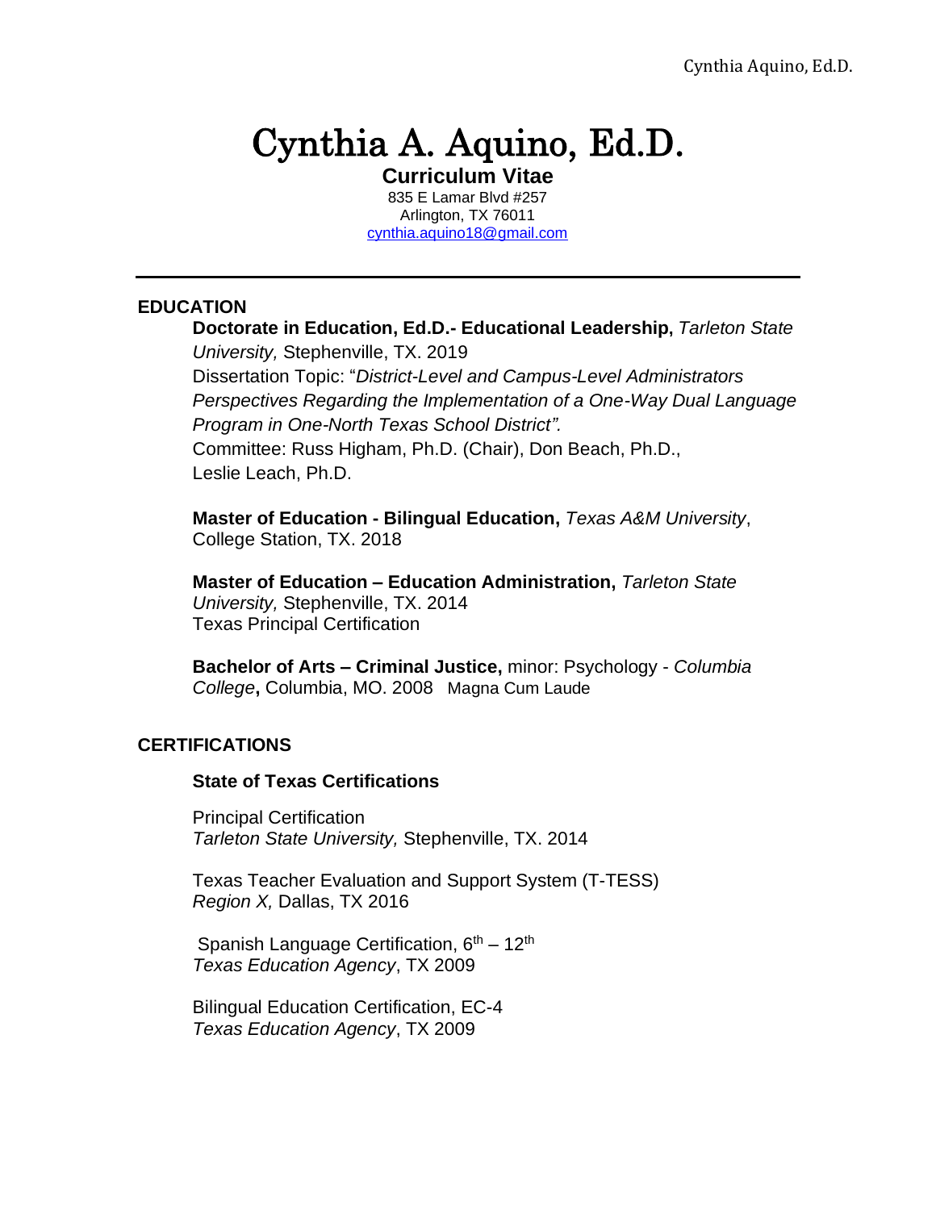# Cynthia A. Aquino, Ed.D.

**Curriculum Vitae**

835 E Lamar Blvd #257
Arlington, TX 76011
cynthia.aquino18@gmail.com

---

## EDUCATION

**Doctorate in Education, Ed.D.- Educational Leadership,** *Tarleton State University,* Stephenville, TX. 2019
Dissertation Topic: "*District-Level and Campus-Level Administrators Perspectives Regarding the Implementation of a One-Way Dual Language Program in One-North Texas School District".*
Committee: Russ Higham, Ph.D. (Chair), Don Beach, Ph.D., Leslie Leach, Ph.D.

**Master of Education - Bilingual Education,** *Texas A&M University*, College Station, TX. 2018

**Master of Education – Education Administration,** *Tarleton State University,* Stephenville, TX. 2014
Texas Principal Certification

**Bachelor of Arts – Criminal Justice,** minor: Psychology - *Columbia College***,** Columbia, MO. 2008 Magna Cum Laude

## CERTIFICATIONS

### State of Texas Certifications

Principal Certification
*Tarleton State University,* Stephenville, TX. 2014

Texas Teacher Evaluation and Support System (T-TESS)
*Region X,* Dallas, TX 2016

Spanish Language Certification, 6th – 12th
*Texas Education Agency*, TX 2009

Bilingual Education Certification, EC-4
*Texas Education Agency*, TX 2009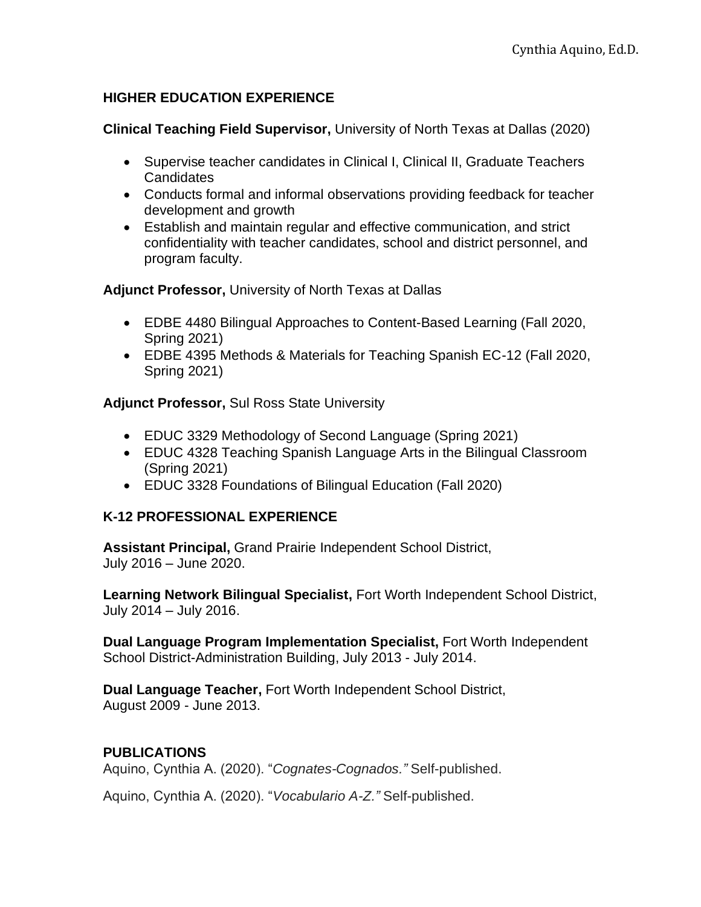## HIGHER EDUCATION EXPERIENCE

**Clinical Teaching Field Supervisor,** University of North Texas at Dallas (2020)

- Supervise teacher candidates in Clinical I, Clinical II, Graduate Teachers Candidates
- Conducts formal and informal observations providing feedback for teacher development and growth
- Establish and maintain regular and effective communication, and strict confidentiality with teacher candidates, school and district personnel, and program faculty.

**Adjunct Professor,** University of North Texas at Dallas

- EDBE 4480 Bilingual Approaches to Content-Based Learning (Fall 2020, Spring 2021)
- EDBE 4395 Methods & Materials for Teaching Spanish EC-12 (Fall 2020, Spring 2021)

**Adjunct Professor,** Sul Ross State University

- EDUC 3329 Methodology of Second Language (Spring 2021)
- EDUC 4328 Teaching Spanish Language Arts in the Bilingual Classroom (Spring 2021)
- EDUC 3328 Foundations of Bilingual Education (Fall 2020)

## K-12 PROFESSIONAL EXPERIENCE

**Assistant Principal,** Grand Prairie Independent School District,
July 2016 – June 2020.

**Learning Network Bilingual Specialist,** Fort Worth Independent School District,
July 2014 – July 2016.

**Dual Language Program Implementation Specialist,** Fort Worth Independent School District-Administration Building, July 2013 - July 2014.

**Dual Language Teacher,** Fort Worth Independent School District,
August 2009 - June 2013.

## PUBLICATIONS

Aquino, Cynthia A. (2020). "*Cognates-Cognados.*" Self-published.

Aquino, Cynthia A. (2020). "*Vocabulario A-Z.*" Self-published.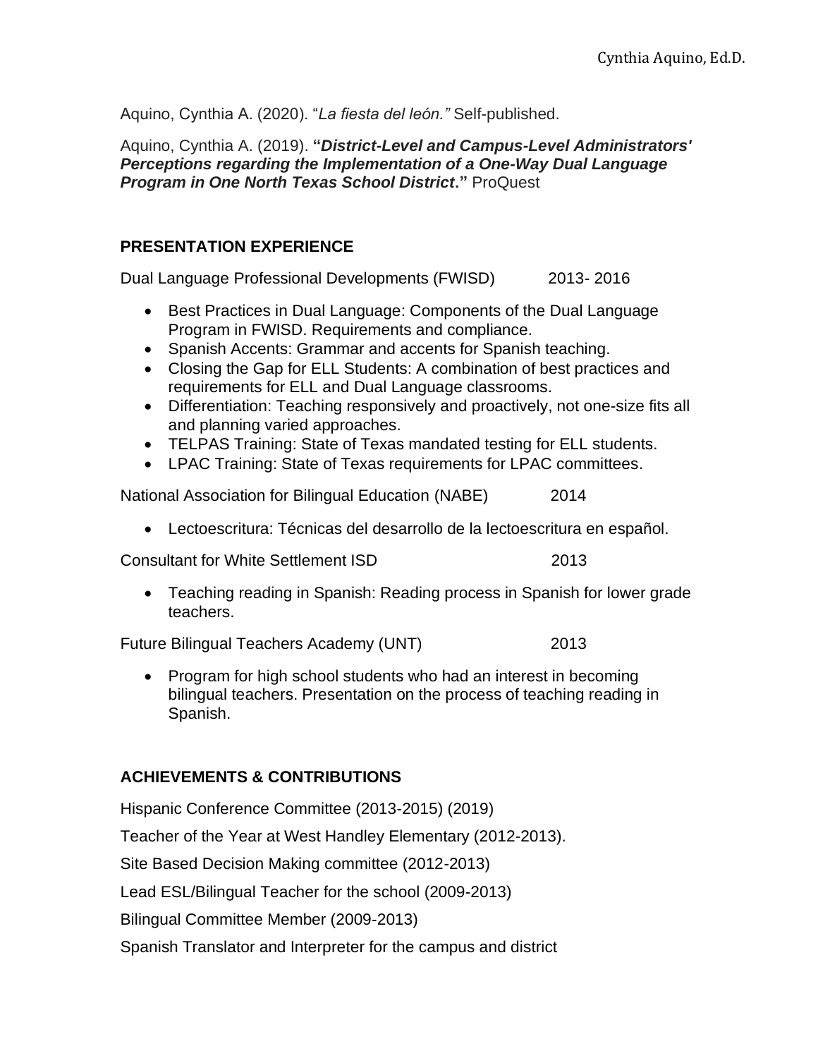Aquino, Cynthia A. (2020). "*La fiesta del león.*" Self-published.

Aquino, Cynthia A. (2019). **"*District-Level and Campus-Level Administrators' Perceptions regarding the Implementation of a One-Way Dual Language Program in One North Texas School District*."** ProQuest

## PRESENTATION EXPERIENCE

Dual Language Professional Developments (FWISD) 2013- 2016

- Best Practices in Dual Language: Components of the Dual Language Program in FWISD. Requirements and compliance.
- Spanish Accents: Grammar and accents for Spanish teaching.
- Closing the Gap for ELL Students: A combination of best practices and requirements for ELL and Dual Language classrooms.
- Differentiation: Teaching responsively and proactively, not one-size fits all and planning varied approaches.
- TELPAS Training: State of Texas mandated testing for ELL students.
- LPAC Training: State of Texas requirements for LPAC committees.

National Association for Bilingual Education (NABE) 2014

- Lectoescritura: Técnicas del desarrollo de la lectoescritura en español.

Consultant for White Settlement ISD 2013

- Teaching reading in Spanish: Reading process in Spanish for lower grade teachers.

Future Bilingual Teachers Academy (UNT) 2013

- Program for high school students who had an interest in becoming bilingual teachers. Presentation on the process of teaching reading in Spanish.

## ACHIEVEMENTS & CONTRIBUTIONS

Hispanic Conference Committee (2013-2015) (2019)

Teacher of the Year at West Handley Elementary (2012-2013).

Site Based Decision Making committee (2012-2013)

Lead ESL/Bilingual Teacher for the school (2009-2013)

Bilingual Committee Member (2009-2013)

Spanish Translator and Interpreter for the campus and district